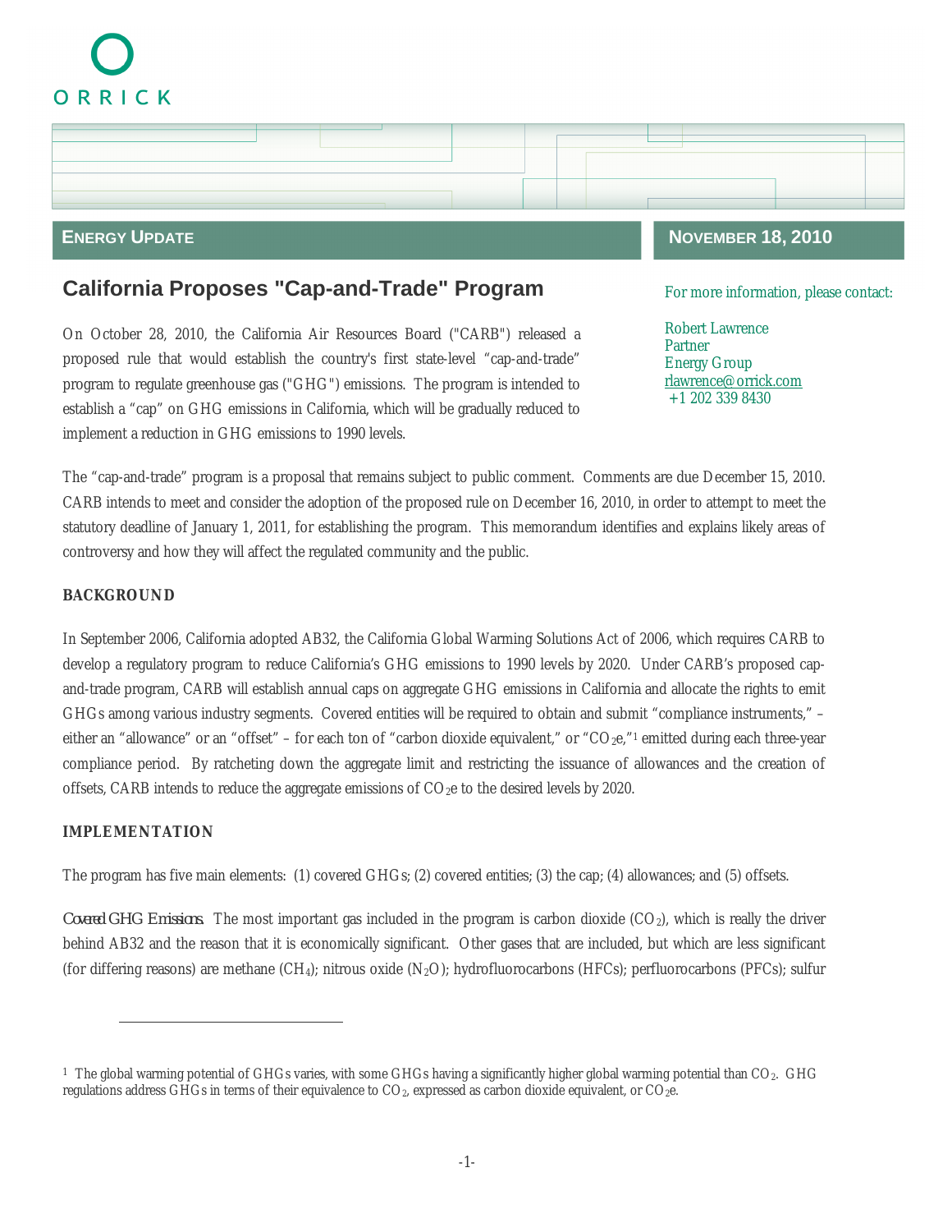ORRICK

**ENERGY UPDATE**

**NOVEMBER 18, 2010**

# California Proposes "Cap-and-Trade" Program

For more information, please contact:

Robert Lawrence
Partner
Energy Group
rlawrence@orrick.com
+1 202 339 8430

On October 28, 2010, the California Air Resources Board ("CARB") released a proposed rule that would establish the country's first state-level "cap-and-trade" program to regulate greenhouse gas ("GHG") emissions. The program is intended to establish a "cap" on GHG emissions in California, which will be gradually reduced to implement a reduction in GHG emissions to 1990 levels.

The "cap-and-trade" program is a proposal that remains subject to public comment. Comments are due December 15, 2010. CARB intends to meet and consider the adoption of the proposed rule on December 16, 2010, in order to attempt to meet the statutory deadline of January 1, 2011, for establishing the program. This memorandum identifies and explains likely areas of controversy and how they will affect the regulated community and the public.

## BACKGROUND

In September 2006, California adopted AB32, the California Global Warming Solutions Act of 2006, which requires CARB to develop a regulatory program to reduce California's GHG emissions to 1990 levels by 2020. Under CARB's proposed cap-and-trade program, CARB will establish annual caps on aggregate GHG emissions in California and allocate the rights to emit GHGs among various industry segments. Covered entities will be required to obtain and submit "compliance instruments," – either an "allowance" or an "offset" – for each ton of "carbon dioxide equivalent," or "$CO_2e$,"[1] emitted during each three-year compliance period. By ratcheting down the aggregate limit and restricting the issuance of allowances and the creation of offsets, CARB intends to reduce the aggregate emissions of $CO_2e$ to the desired levels by 2020.

## IMPLEMENTATION

The program has five main elements: (1) covered GHGs; (2) covered entities; (3) the cap; (4) allowances; and (5) offsets.

*Covered GHG Emissions.* The most important gas included in the program is carbon dioxide ($CO_2$), which is really the driver behind AB32 and the reason that it is economically significant. Other gases that are included, but which are less significant (for differing reasons) are methane ($CH_4$); nitrous oxide ($N_2O$); hydrofluorocarbons (HFCs); perfluorocarbons (PFCs); sulfur

---

[1] The global warming potential of GHGs varies, with some GHGs having a significantly higher global warming potential than $CO_2$. GHG regulations address GHGs in terms of their equivalence to $CO_2$, expressed as carbon dioxide equivalent, or $CO_2e$.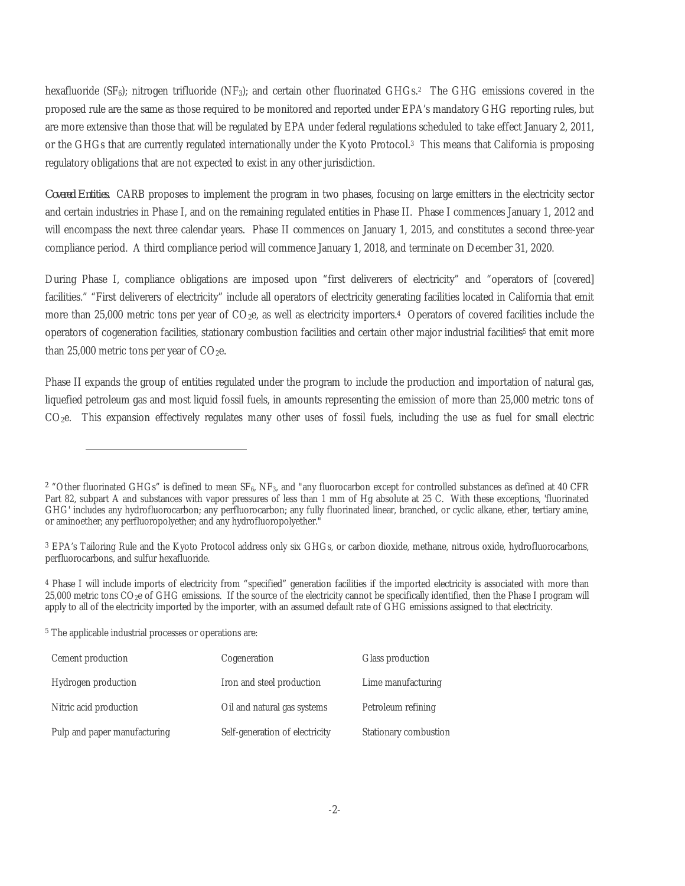hexafluoride ($SF_6$); nitrogen trifluoride ($NF_3$); and certain other fluorinated GHGs.[2] The GHG emissions covered in the proposed rule are the same as those required to be monitored and reported under EPA's mandatory GHG reporting rules, but are more extensive than those that will be regulated by EPA under federal regulations scheduled to take effect January 2, 2011, or the GHGs that are currently regulated internationally under the Kyoto Protocol.[3] This means that California is proposing regulatory obligations that are not expected to exist in any other jurisdiction.

*Covered Entities.* CARB proposes to implement the program in two phases, focusing on large emitters in the electricity sector and certain industries in Phase I, and on the remaining regulated entities in Phase II. Phase I commences January 1, 2012 and will encompass the next three calendar years. Phase II commences on January 1, 2015, and constitutes a second three-year compliance period. A third compliance period will commence January 1, 2018, and terminate on December 31, 2020.

During Phase I, compliance obligations are imposed upon "first deliverers of electricity" and "operators of [covered] facilities." "First deliverers of electricity" include all operators of electricity generating facilities located in California that emit more than 25,000 metric tons per year of $CO_2e$, as well as electricity importers.[4] Operators of covered facilities include the operators of cogeneration facilities, stationary combustion facilities and certain other major industrial facilities[5] that emit more than 25,000 metric tons per year of $CO_2e$.

Phase II expands the group of entities regulated under the program to include the production and importation of natural gas, liquefied petroleum gas and most liquid fossil fuels, in amounts representing the emission of more than 25,000 metric tons of $CO_2e$. This expansion effectively regulates many other uses of fossil fuels, including the use as fuel for small electric

---

[2] "Other fluorinated GHGs" is defined to mean $SF_6$, $NF_3$, and "any fluorocarbon except for controlled substances as defined at 40 CFR Part 82, subpart A and substances with vapor pressures of less than 1 mm of Hg absolute at 25 C. With these exceptions, 'fluorinated GHG' includes any hydrofluorocarbon; any perfluorocarbon; any fully fluorinated linear, branched, or cyclic alkane, ether, tertiary amine, or aminoether; any perfluoropolyether; and any hydrofluoropolyether."

[3] EPA's Tailoring Rule and the Kyoto Protocol address only six GHGs, or carbon dioxide, methane, nitrous oxide, hydrofluorocarbons, perfluorocarbons, and sulfur hexafluoride.

[4] Phase I will include imports of electricity from "specified" generation facilities if the imported electricity is associated with more than 25,000 metric tons $CO_2e$ of GHG emissions. If the source of the electricity cannot be specifically identified, then the Phase I program will apply to all of the electricity imported by the importer, with an assumed default rate of GHG emissions assigned to that electricity.

[5] The applicable industrial processes or operations are:

| | | |
|---|---|---|
| Cement production | Cogeneration | Glass production |
| Hydrogen production | Iron and steel production | Lime manufacturing |
| Nitric acid production | Oil and natural gas systems | Petroleum refining |
| Pulp and paper manufacturing | Self-generation of electricity | Stationary combustion |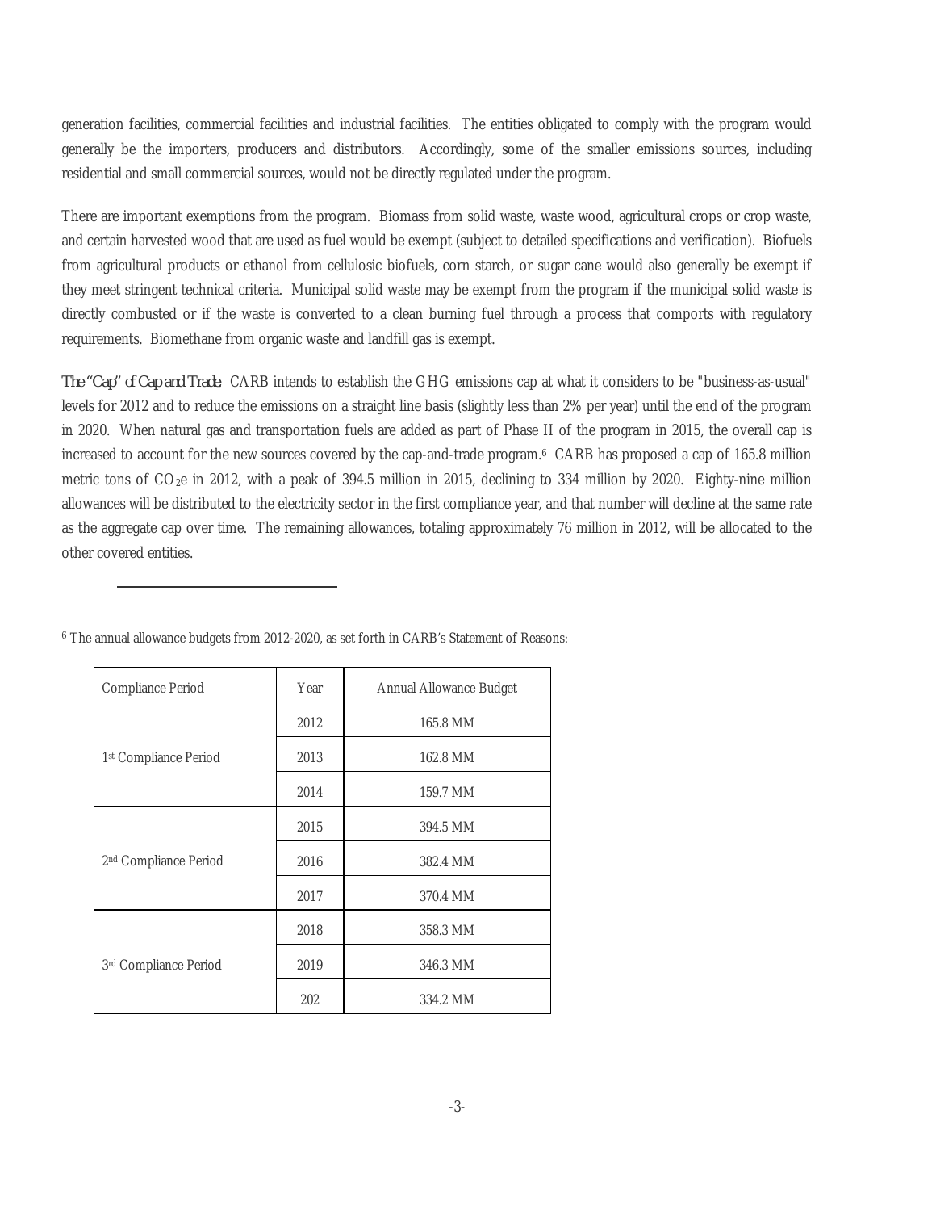generation facilities, commercial facilities and industrial facilities. The entities obligated to comply with the program would generally be the importers, producers and distributors. Accordingly, some of the smaller emissions sources, including residential and small commercial sources, would not be directly regulated under the program.

There are important exemptions from the program. Biomass from solid waste, waste wood, agricultural crops or crop waste, and certain harvested wood that are used as fuel would be exempt (subject to detailed specifications and verification). Biofuels from agricultural products or ethanol from cellulosic biofuels, corn starch, or sugar cane would also generally be exempt if they meet stringent technical criteria. Municipal solid waste may be exempt from the program if the municipal solid waste is directly combusted or if the waste is converted to a clean burning fuel through a process that comports with regulatory requirements. Biomethane from organic waste and landfill gas is exempt.

*The "Cap" of Cap and Trade:* CARB intends to establish the GHG emissions cap at what it considers to be "business-as-usual" levels for 2012 and to reduce the emissions on a straight line basis (slightly less than 2% per year) until the end of the program in 2020. When natural gas and transportation fuels are added as part of Phase II of the program in 2015, the overall cap is increased to account for the new sources covered by the cap-and-trade program.[6] CARB has proposed a cap of 165.8 million metric tons of $CO_2e$ in 2012, with a peak of 394.5 million in 2015, declining to 334 million by 2020. Eighty-nine million allowances will be distributed to the electricity sector in the first compliance year, and that number will decline at the same rate as the aggregate cap over time. The remaining allowances, totaling approximately 76 million in 2012, will be allocated to the other covered entities.

---

[6] The annual allowance budgets from 2012-2020, as set forth in CARB's Statement of Reasons:

| Compliance Period | Year | Annual Allowance Budget |
|---|---|---|
| 1st Compliance Period | 2012 | 165.8 MM |
| | 2013 | 162.8 MM |
| | 2014 | 159.7 MM |
| 2nd Compliance Period | 2015 | 394.5 MM |
| | 2016 | 382.4 MM |
| | 2017 | 370.4 MM |
| 3rd Compliance Period | 2018 | 358.3 MM |
| | 2019 | 346.3 MM |
| | 202 | 334.2 MM |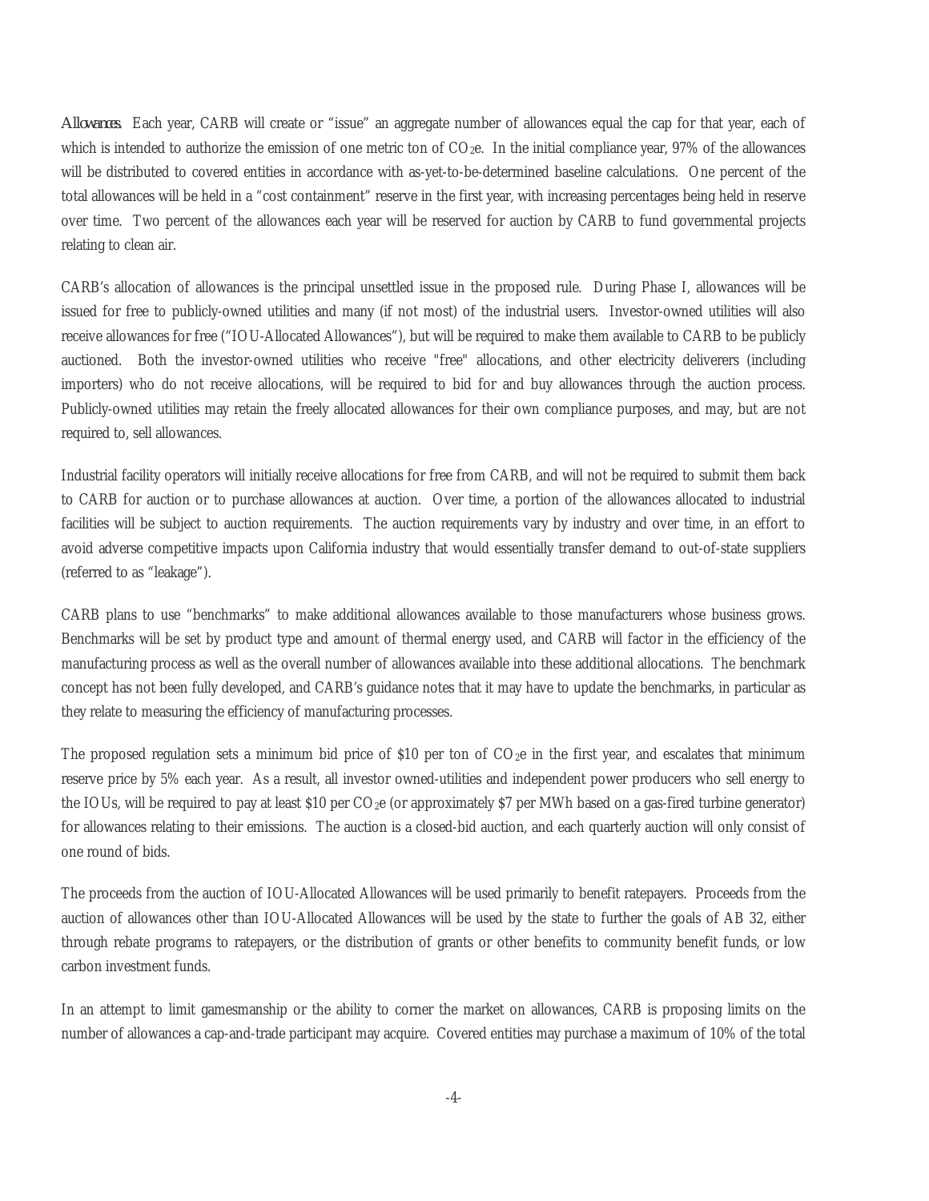*Allowances.* Each year, CARB will create or "issue" an aggregate number of allowances equal the cap for that year, each of which is intended to authorize the emission of one metric ton of $CO_2e$. In the initial compliance year, 97% of the allowances will be distributed to covered entities in accordance with as-yet-to-be-determined baseline calculations. One percent of the total allowances will be held in a "cost containment" reserve in the first year, with increasing percentages being held in reserve over time. Two percent of the allowances each year will be reserved for auction by CARB to fund governmental projects relating to clean air.

CARB's allocation of allowances is the principal unsettled issue in the proposed rule. During Phase I, allowances will be issued for free to publicly-owned utilities and many (if not most) of the industrial users. Investor-owned utilities will also receive allowances for free ("IOU-Allocated Allowances"), but will be required to make them available to CARB to be publicly auctioned. Both the investor-owned utilities who receive "free" allocations, and other electricity deliverers (including importers) who do not receive allocations, will be required to bid for and buy allowances through the auction process. Publicly-owned utilities may retain the freely allocated allowances for their own compliance purposes, and may, but are not required to, sell allowances.

Industrial facility operators will initially receive allocations for free from CARB, and will not be required to submit them back to CARB for auction or to purchase allowances at auction. Over time, a portion of the allowances allocated to industrial facilities will be subject to auction requirements. The auction requirements vary by industry and over time, in an effort to avoid adverse competitive impacts upon California industry that would essentially transfer demand to out-of-state suppliers (referred to as "leakage").

CARB plans to use "benchmarks" to make additional allowances available to those manufacturers whose business grows. Benchmarks will be set by product type and amount of thermal energy used, and CARB will factor in the efficiency of the manufacturing process as well as the overall number of allowances available into these additional allocations. The benchmark concept has not been fully developed, and CARB's guidance notes that it may have to update the benchmarks, in particular as they relate to measuring the efficiency of manufacturing processes.

The proposed regulation sets a minimum bid price of $10 per ton of $CO_2e$ in the first year, and escalates that minimum reserve price by 5% each year. As a result, all investor owned-utilities and independent power producers who sell energy to the IOUs, will be required to pay at least $10 per $CO_2e$ (or approximately $7 per MWh based on a gas-fired turbine generator) for allowances relating to their emissions. The auction is a closed-bid auction, and each quarterly auction will only consist of one round of bids.

The proceeds from the auction of IOU-Allocated Allowances will be used primarily to benefit ratepayers. Proceeds from the auction of allowances other than IOU-Allocated Allowances will be used by the state to further the goals of AB 32, either through rebate programs to ratepayers, or the distribution of grants or other benefits to community benefit funds, or low carbon investment funds.

In an attempt to limit gamesmanship or the ability to corner the market on allowances, CARB is proposing limits on the number of allowances a cap-and-trade participant may acquire. Covered entities may purchase a maximum of 10% of the total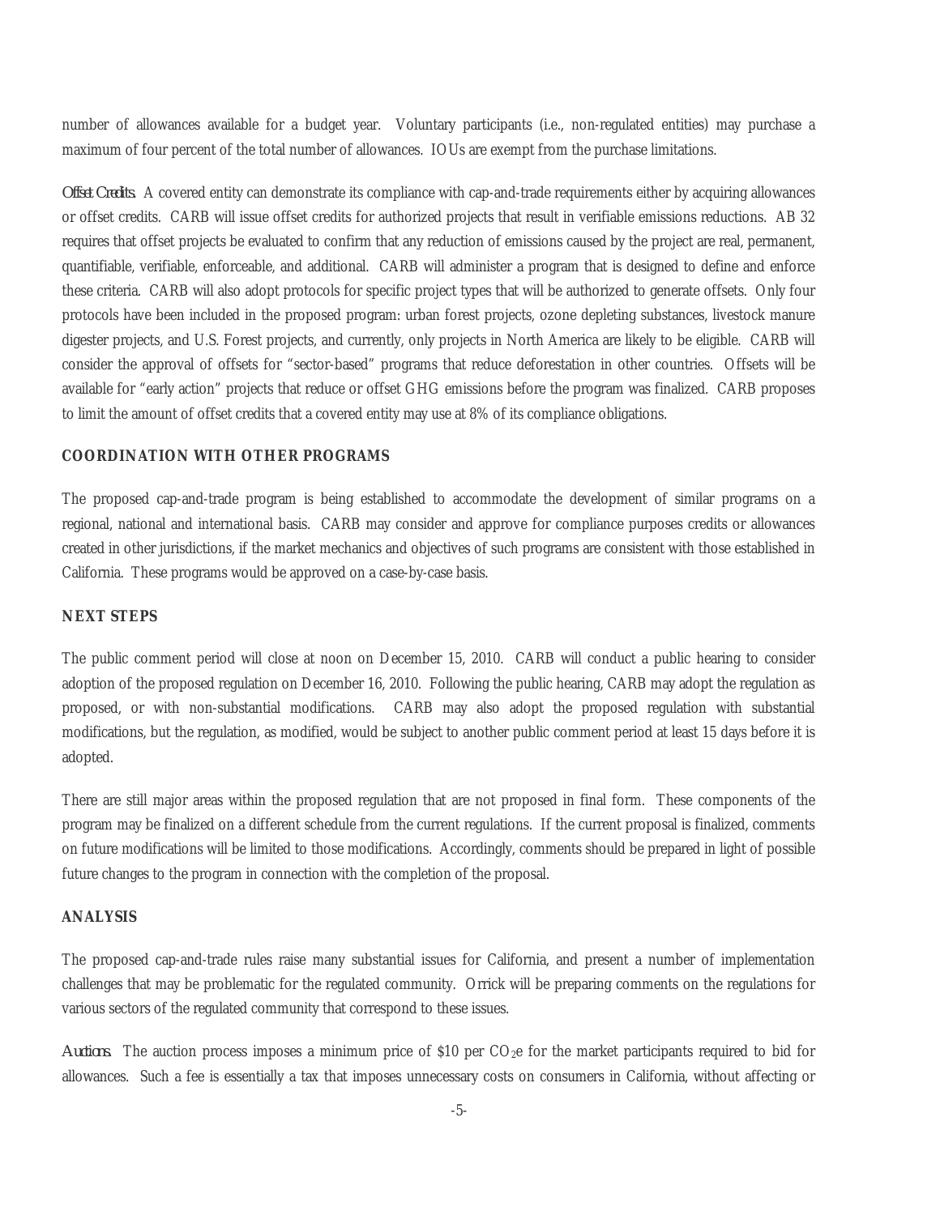number of allowances available for a budget year. Voluntary participants (i.e., non-regulated entities) may purchase a maximum of four percent of the total number of allowances. IOUs are exempt from the purchase limitations.

*Offset Credits.* A covered entity can demonstrate its compliance with cap-and-trade requirements either by acquiring allowances or offset credits. CARB will issue offset credits for authorized projects that result in verifiable emissions reductions. AB 32 requires that offset projects be evaluated to confirm that any reduction of emissions caused by the project are real, permanent, quantifiable, verifiable, enforceable, and additional. CARB will administer a program that is designed to define and enforce these criteria. CARB will also adopt protocols for specific project types that will be authorized to generate offsets. Only four protocols have been included in the proposed program: urban forest projects, ozone depleting substances, livestock manure digester projects, and U.S. Forest projects, and currently, only projects in North America are likely to be eligible. CARB will consider the approval of offsets for "sector-based" programs that reduce deforestation in other countries. Offsets will be available for "early action" projects that reduce or offset GHG emissions before the program was finalized. CARB proposes to limit the amount of offset credits that a covered entity may use at 8% of its compliance obligations.

**COORDINATION WITH OTHER PROGRAMS**

The proposed cap-and-trade program is being established to accommodate the development of similar programs on a regional, national and international basis. CARB may consider and approve for compliance purposes credits or allowances created in other jurisdictions, if the market mechanics and objectives of such programs are consistent with those established in California. These programs would be approved on a case-by-case basis.

**NEXT STEPS**

The public comment period will close at noon on December 15, 2010. CARB will conduct a public hearing to consider adoption of the proposed regulation on December 16, 2010. Following the public hearing, CARB may adopt the regulation as proposed, or with non-substantial modifications. CARB may also adopt the proposed regulation with substantial modifications, but the regulation, as modified, would be subject to another public comment period at least 15 days before it is adopted.

There are still major areas within the proposed regulation that are not proposed in final form. These components of the program may be finalized on a different schedule from the current regulations. If the current proposal is finalized, comments on future modifications will be limited to those modifications. Accordingly, comments should be prepared in light of possible future changes to the program in connection with the completion of the proposal.

**ANALYSIS**

The proposed cap-and-trade rules raise many substantial issues for California, and present a number of implementation challenges that may be problematic for the regulated community. Orrick will be preparing comments on the regulations for various sectors of the regulated community that correspond to these issues.

*Auctions.* The auction process imposes a minimum price of \$10 per $CO_2e$ for the market participants required to bid for allowances. Such a fee is essentially a tax that imposes unnecessary costs on consumers in California, without affecting or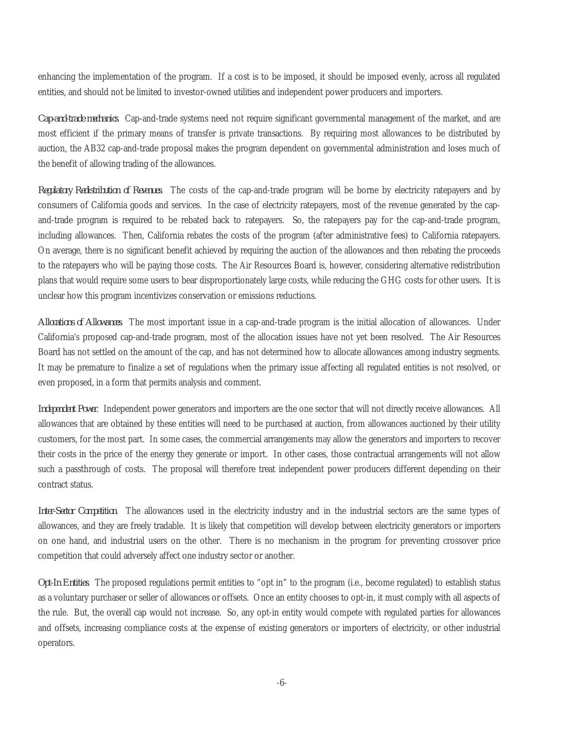enhancing the implementation of the program. If a cost is to be imposed, it should be imposed evenly, across all regulated entities, and should not be limited to investor-owned utilities and independent power producers and importers.

*Cap-and-trade mechanics.* Cap-and-trade systems need not require significant governmental management of the market, and are most efficient if the primary means of transfer is private transactions. By requiring most allowances to be distributed by auction, the AB32 cap-and-trade proposal makes the program dependent on governmental administration and loses much of the benefit of allowing trading of the allowances.

*Regulatory Redistribution of Revenues.* The costs of the cap-and-trade program will be borne by electricity ratepayers and by consumers of California goods and services. In the case of electricity ratepayers, most of the revenue generated by the cap-and-trade program is required to be rebated back to ratepayers. So, the ratepayers pay for the cap-and-trade program, including allowances. Then, California rebates the costs of the program (after administrative fees) to California ratepayers. On average, there is no significant benefit achieved by requiring the auction of the allowances and then rebating the proceeds to the ratepayers who will be paying those costs. The Air Resources Board is, however, considering alternative redistribution plans that would require some users to bear disproportionately large costs, while reducing the GHG costs for other users. It is unclear how this program incentivizes conservation or emissions reductions.

*Allocations of Allowances.* The most important issue in a cap-and-trade program is the initial allocation of allowances. Under California's proposed cap-and-trade program, most of the allocation issues have not yet been resolved. The Air Resources Board has not settled on the amount of the cap, and has not determined how to allocate allowances among industry segments. It may be premature to finalize a set of regulations when the primary issue affecting all regulated entities is not resolved, or even proposed, in a form that permits analysis and comment.

*Independent Power.* Independent power generators and importers are the one sector that will not directly receive allowances. All allowances that are obtained by these entities will need to be purchased at auction, from allowances auctioned by their utility customers, for the most part. In some cases, the commercial arrangements may allow the generators and importers to recover their costs in the price of the energy they generate or import. In other cases, those contractual arrangements will not allow such a passthrough of costs. The proposal will therefore treat independent power producers different depending on their contract status.

*Inter-Sector Competition.* The allowances used in the electricity industry and in the industrial sectors are the same types of allowances, and they are freely tradable. It is likely that competition will develop between electricity generators or importers on one hand, and industrial users on the other. There is no mechanism in the program for preventing crossover price competition that could adversely affect one industry sector or another.

*Opt-In Entities.* The proposed regulations permit entities to "opt in" to the program (i.e., become regulated) to establish status as a voluntary purchaser or seller of allowances or offsets. Once an entity chooses to opt-in, it must comply with all aspects of the rule. But, the overall cap would not increase. So, any opt-in entity would compete with regulated parties for allowances and offsets, increasing compliance costs at the expense of existing generators or importers of electricity, or other industrial operators.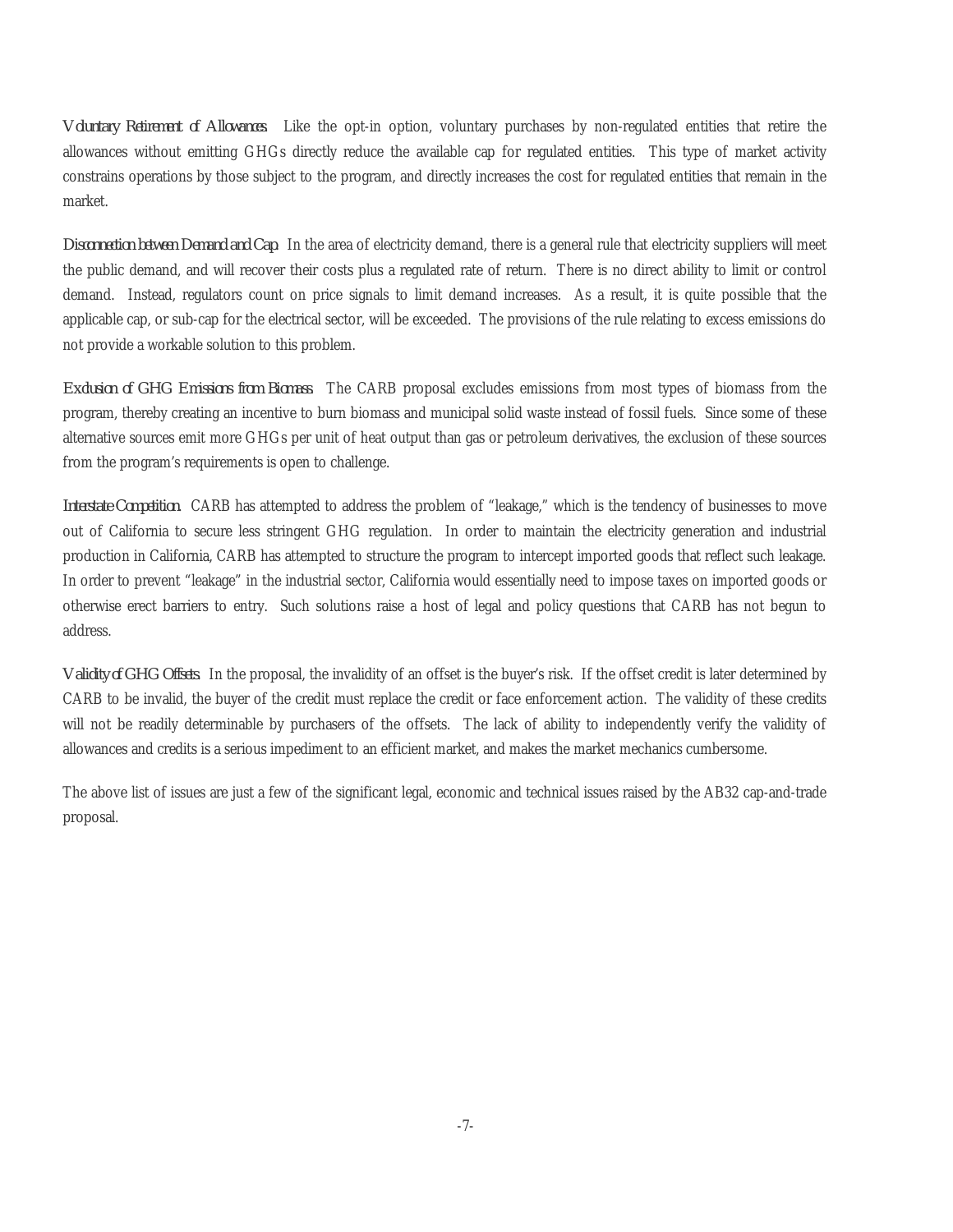*Voluntary Retirement of Allowances.* Like the opt-in option, voluntary purchases by non-regulated entities that retire the allowances without emitting GHGs directly reduce the available cap for regulated entities. This type of market activity constrains operations by those subject to the program, and directly increases the cost for regulated entities that remain in the market.

*Disconnection between Demand and Cap.* In the area of electricity demand, there is a general rule that electricity suppliers will meet the public demand, and will recover their costs plus a regulated rate of return. There is no direct ability to limit or control demand. Instead, regulators count on price signals to limit demand increases. As a result, it is quite possible that the applicable cap, or sub-cap for the electrical sector, will be exceeded. The provisions of the rule relating to excess emissions do not provide a workable solution to this problem.

*Exclusion of GHG Emissions from Biomass.* The CARB proposal excludes emissions from most types of biomass from the program, thereby creating an incentive to burn biomass and municipal solid waste instead of fossil fuels. Since some of these alternative sources emit more GHGs per unit of heat output than gas or petroleum derivatives, the exclusion of these sources from the program's requirements is open to challenge.

*Interstate Competition.* CARB has attempted to address the problem of "leakage," which is the tendency of businesses to move out of California to secure less stringent GHG regulation. In order to maintain the electricity generation and industrial production in California, CARB has attempted to structure the program to intercept imported goods that reflect such leakage. In order to prevent "leakage" in the industrial sector, California would essentially need to impose taxes on imported goods or otherwise erect barriers to entry. Such solutions raise a host of legal and policy questions that CARB has not begun to address.

*Validity of GHG Offsets.* In the proposal, the invalidity of an offset is the buyer's risk. If the offset credit is later determined by CARB to be invalid, the buyer of the credit must replace the credit or face enforcement action. The validity of these credits will not be readily determinable by purchasers of the offsets. The lack of ability to independently verify the validity of allowances and credits is a serious impediment to an efficient market, and makes the market mechanics cumbersome.

The above list of issues are just a few of the significant legal, economic and technical issues raised by the AB32 cap-and-trade proposal.